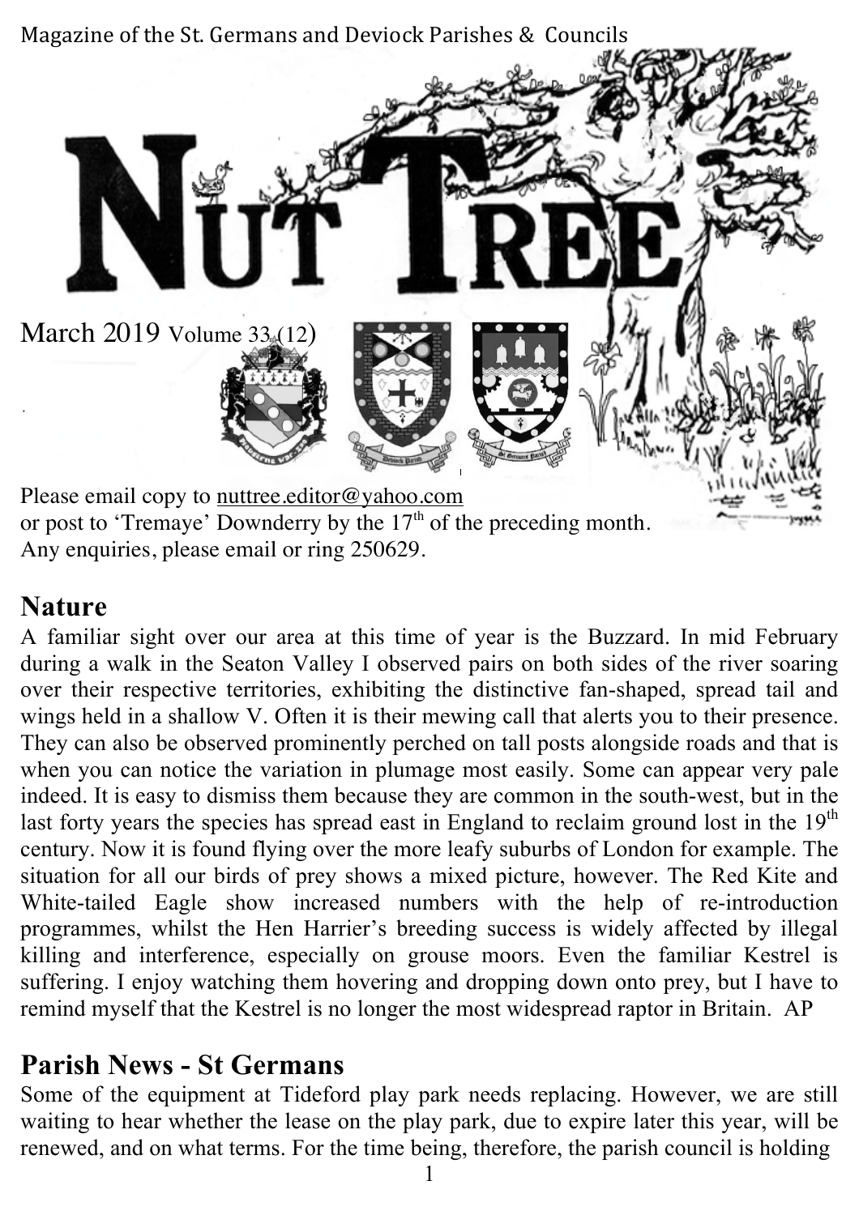Magazine of the St. Germans and Deviock Parishes & Councils

# NUT TREE

March 2019 Volume 33 (12)

Please email copy to nuttree.editor@yahoo.com
or post to 'Tremaye' Downderry by the 17th of the preceding month.
Any enquiries, please email or ring 250629.

## Nature

A familiar sight over our area at this time of year is the Buzzard. In mid February during a walk in the Seaton Valley I observed pairs on both sides of the river soaring over their respective territories, exhibiting the distinctive fan-shaped, spread tail and wings held in a shallow V. Often it is their mewing call that alerts you to their presence. They can also be observed prominently perched on tall posts alongside roads and that is when you can notice the variation in plumage most easily. Some can appear very pale indeed. It is easy to dismiss them because they are common in the south-west, but in the last forty years the species has spread east in England to reclaim ground lost in the 19th century. Now it is found flying over the more leafy suburbs of London for example. The situation for all our birds of prey shows a mixed picture, however. The Red Kite and White-tailed Eagle show increased numbers with the help of re-introduction programmes, whilst the Hen Harrier's breeding success is widely affected by illegal killing and interference, especially on grouse moors. Even the familiar Kestrel is suffering. I enjoy watching them hovering and dropping down onto prey, but I have to remind myself that the Kestrel is no longer the most widespread raptor in Britain. AP

## Parish News - St Germans

Some of the equipment at Tideford play park needs replacing. However, we are still waiting to hear whether the lease on the play park, due to expire later this year, will be renewed, and on what terms. For the time being, therefore, the parish council is holding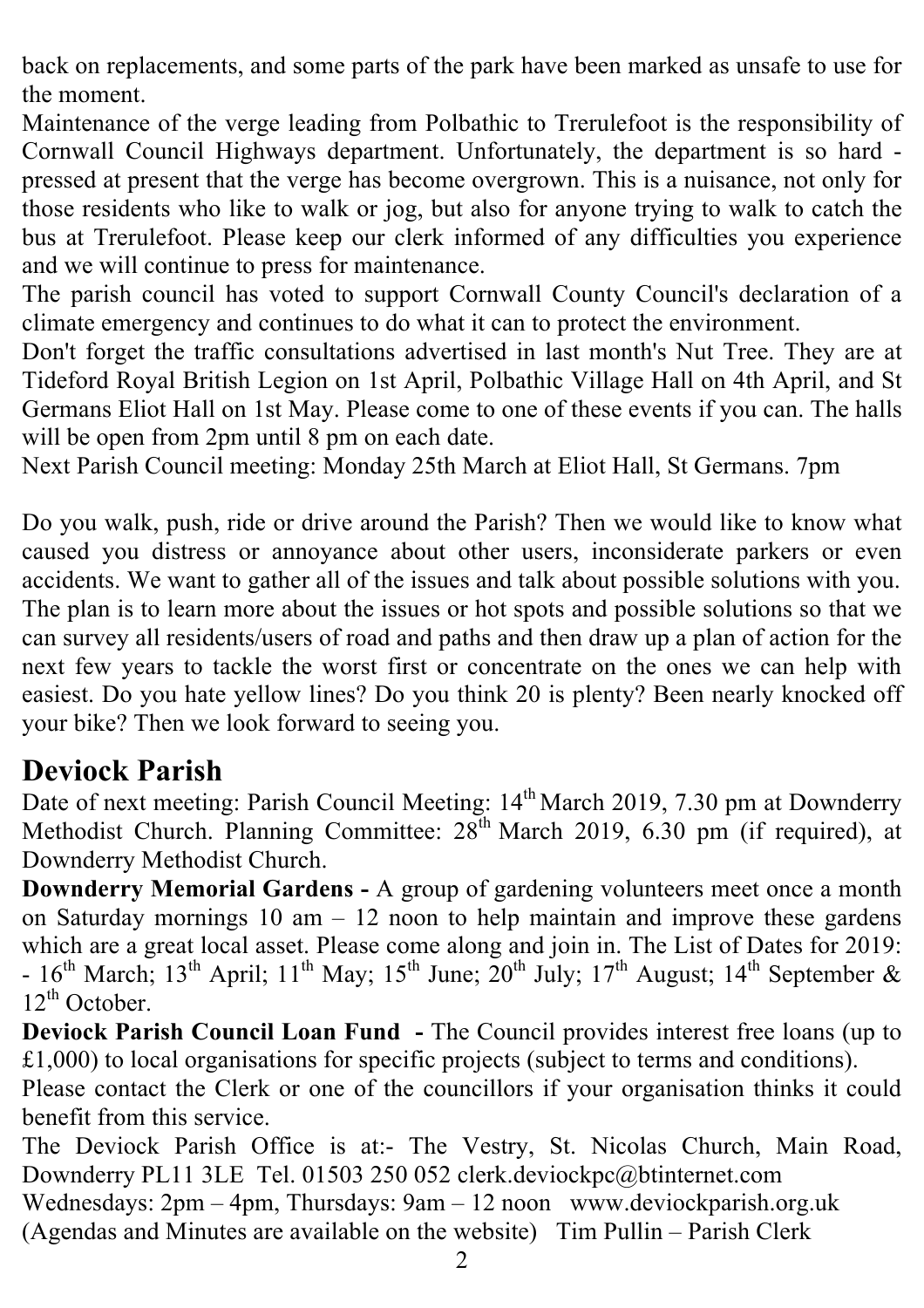back on replacements, and some parts of the park have been marked as unsafe to use for the moment.

Maintenance of the verge leading from Polbathic to Trerulefoot is the responsibility of Cornwall Council Highways department. Unfortunately, the department is so hard - pressed at present that the verge has become overgrown. This is a nuisance, not only for those residents who like to walk or jog, but also for anyone trying to walk to catch the bus at Trerulefoot. Please keep our clerk informed of any difficulties you experience and we will continue to press for maintenance.

The parish council has voted to support Cornwall County Council's declaration of a climate emergency and continues to do what it can to protect the environment.

Don't forget the traffic consultations advertised in last month's Nut Tree. They are at Tideford Royal British Legion on 1st April, Polbathic Village Hall on 4th April, and St Germans Eliot Hall on 1st May. Please come to one of these events if you can. The halls will be open from 2pm until 8 pm on each date.

Next Parish Council meeting: Monday 25th March at Eliot Hall, St Germans. 7pm

Do you walk, push, ride or drive around the Parish? Then we would like to know what caused you distress or annoyance about other users, inconsiderate parkers or even accidents. We want to gather all of the issues and talk about possible solutions with you. The plan is to learn more about the issues or hot spots and possible solutions so that we can survey all residents/users of road and paths and then draw up a plan of action for the next few years to tackle the worst first or concentrate on the ones we can help with easiest. Do you hate yellow lines? Do you think 20 is plenty? Been nearly knocked off your bike? Then we look forward to seeing you.

## Deviock Parish

Date of next meeting: Parish Council Meeting: 14th March 2019, 7.30 pm at Downderry Methodist Church. Planning Committee: 28th March 2019, 6.30 pm (if required), at Downderry Methodist Church.

**Downderry Memorial Gardens -** A group of gardening volunteers meet once a month on Saturday mornings 10 am – 12 noon to help maintain and improve these gardens which are a great local asset. Please come along and join in. The List of Dates for 2019: - 16th March; 13th April; 11th May; 15th June; 20th July; 17th August; 14th September & 12th October.

**Deviock Parish Council Loan Fund -** The Council provides interest free loans (up to £1,000) to local organisations for specific projects (subject to terms and conditions).

Please contact the Clerk or one of the councillors if your organisation thinks it could benefit from this service.

The Deviock Parish Office is at:- The Vestry, St. Nicolas Church, Main Road, Downderry PL11 3LE Tel. 01503 250 052 clerk.deviockpc@btinternet.com

Wednesdays: 2pm – 4pm, Thursdays: 9am – 12 noon www.deviockparish.org.uk

(Agendas and Minutes are available on the website) Tim Pullin – Parish Clerk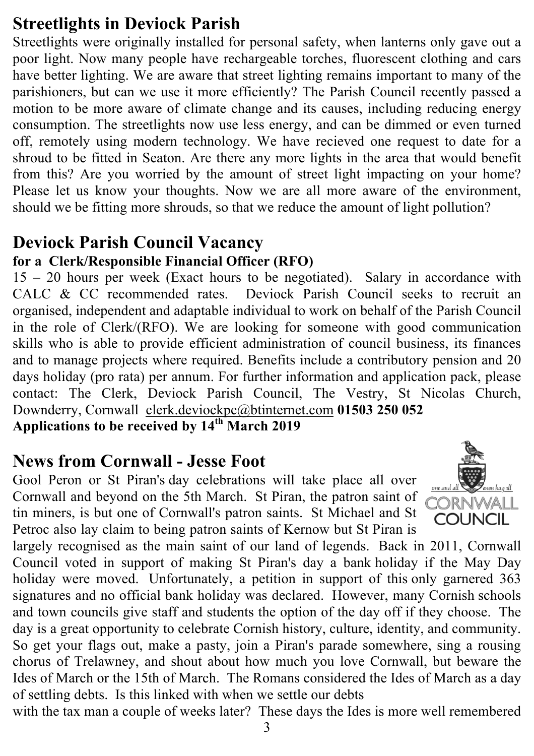## Streetlights in Deviock Parish

Streetlights were originally installed for personal safety, when lanterns only gave out a poor light. Now many people have rechargeable torches, fluorescent clothing and cars have better lighting. We are aware that street lighting remains important to many of the parishioners, but can we use it more efficiently? The Parish Council recently passed a motion to be more aware of climate change and its causes, including reducing energy consumption. The streetlights now use less energy, and can be dimmed or even turned off, remotely using modern technology. We have recieved one request to date for a shroud to be fitted in Seaton. Are there any more lights in the area that would benefit from this? Are you worried by the amount of street light impacting on your home? Please let us know your thoughts. Now we are all more aware of the environment, should we be fitting more shrouds, so that we reduce the amount of light pollution?

## Deviock Parish Council Vacancy

**for a Clerk/Responsible Financial Officer (RFO)**

15 – 20 hours per week (Exact hours to be negotiated). Salary in accordance with CALC & CC recommended rates. Deviock Parish Council seeks to recruit an organised, independent and adaptable individual to work on behalf of the Parish Council in the role of Clerk/(RFO). We are looking for someone with good communication skills who is able to provide efficient administration of council business, its finances and to manage projects where required. Benefits include a contributory pension and 20 days holiday (pro rata) per annum. For further information and application pack, please contact: The Clerk, Deviock Parish Council, The Vestry, St Nicolas Church, Downderry, Cornwall clerk.deviockpc@btinternet.com **01503 250 052**

**Applications to be received by 14th March 2019**

## News from Cornwall - Jesse Foot

Gool Peron or St Piran's day celebrations will take place all over Cornwall and beyond on the 5th March. St Piran, the patron saint of tin miners, is but one of Cornwall's patron saints. St Michael and St Petroc also lay claim to being patron saints of Kernow but St Piran is largely recognised as the main saint of our land of legends. Back in 2011, Cornwall Council voted in support of making St Piran's day a bank holiday if the May Day holiday were moved. Unfortunately, a petition in support of this only garnered 363 signatures and no official bank holiday was declared. However, many Cornish schools and town councils give staff and students the option of the day off if they choose. The day is a great opportunity to celebrate Cornish history, culture, identity, and community. So get your flags out, make a pasty, join a Piran's parade somewhere, sing a rousing chorus of Trelawney, and shout about how much you love Cornwall, but beware the Ides of March or the 15th of March. The Romans considered the Ides of March as a day of settling debts. Is this linked with when we settle our debts with the tax man a couple of weeks later? These days the Ides is more well remembered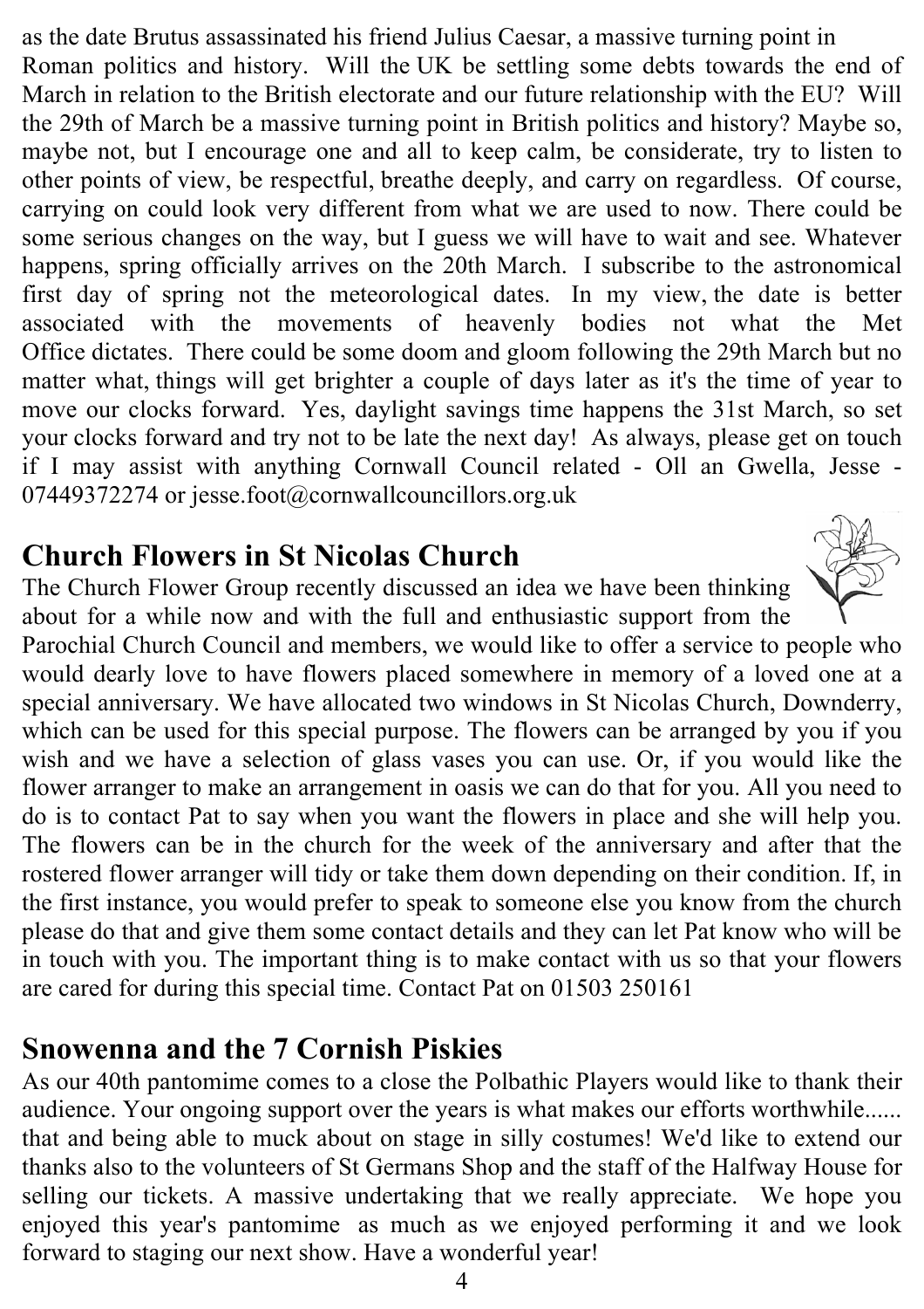as the date Brutus assassinated his friend Julius Caesar, a massive turning point in Roman politics and history. Will the UK be settling some debts towards the end of March in relation to the British electorate and our future relationship with the EU? Will the 29th of March be a massive turning point in British politics and history? Maybe so, maybe not, but I encourage one and all to keep calm, be considerate, try to listen to other points of view, be respectful, breathe deeply, and carry on regardless. Of course, carrying on could look very different from what we are used to now. There could be some serious changes on the way, but I guess we will have to wait and see. Whatever happens, spring officially arrives on the 20th March. I subscribe to the astronomical first day of spring not the meteorological dates. In my view, the date is better associated with the movements of heavenly bodies not what the Met Office dictates. There could be some doom and gloom following the 29th March but no matter what, things will get brighter a couple of days later as it's the time of year to move our clocks forward. Yes, daylight savings time happens the 31st March, so set your clocks forward and try not to be late the next day! As always, please get on touch if I may assist with anything Cornwall Council related - Oll an Gwella, Jesse - 07449372274 or jesse.foot@cornwallcouncillors.org.uk

## Church Flowers in St Nicolas Church

The Church Flower Group recently discussed an idea we have been thinking about for a while now and with the full and enthusiastic support from the Parochial Church Council and members, we would like to offer a service to people who would dearly love to have flowers placed somewhere in memory of a loved one at a special anniversary. We have allocated two windows in St Nicolas Church, Downderry, which can be used for this special purpose. The flowers can be arranged by you if you wish and we have a selection of glass vases you can use. Or, if you would like the flower arranger to make an arrangement in oasis we can do that for you. All you need to do is to contact Pat to say when you want the flowers in place and she will help you. The flowers can be in the church for the week of the anniversary and after that the rostered flower arranger will tidy or take them down depending on their condition. If, in the first instance, you would prefer to speak to someone else you know from the church please do that and give them some contact details and they can let Pat know who will be in touch with you. The important thing is to make contact with us so that your flowers are cared for during this special time. Contact Pat on 01503 250161

## Snowenna and the 7 Cornish Piskies

As our 40th pantomime comes to a close the Polbathic Players would like to thank their audience. Your ongoing support over the years is what makes our efforts worthwhile...... that and being able to muck about on stage in silly costumes! We'd like to extend our thanks also to the volunteers of St Germans Shop and the staff of the Halfway House for selling our tickets. A massive undertaking that we really appreciate. We hope you enjoyed this year's pantomime as much as we enjoyed performing it and we look forward to staging our next show. Have a wonderful year!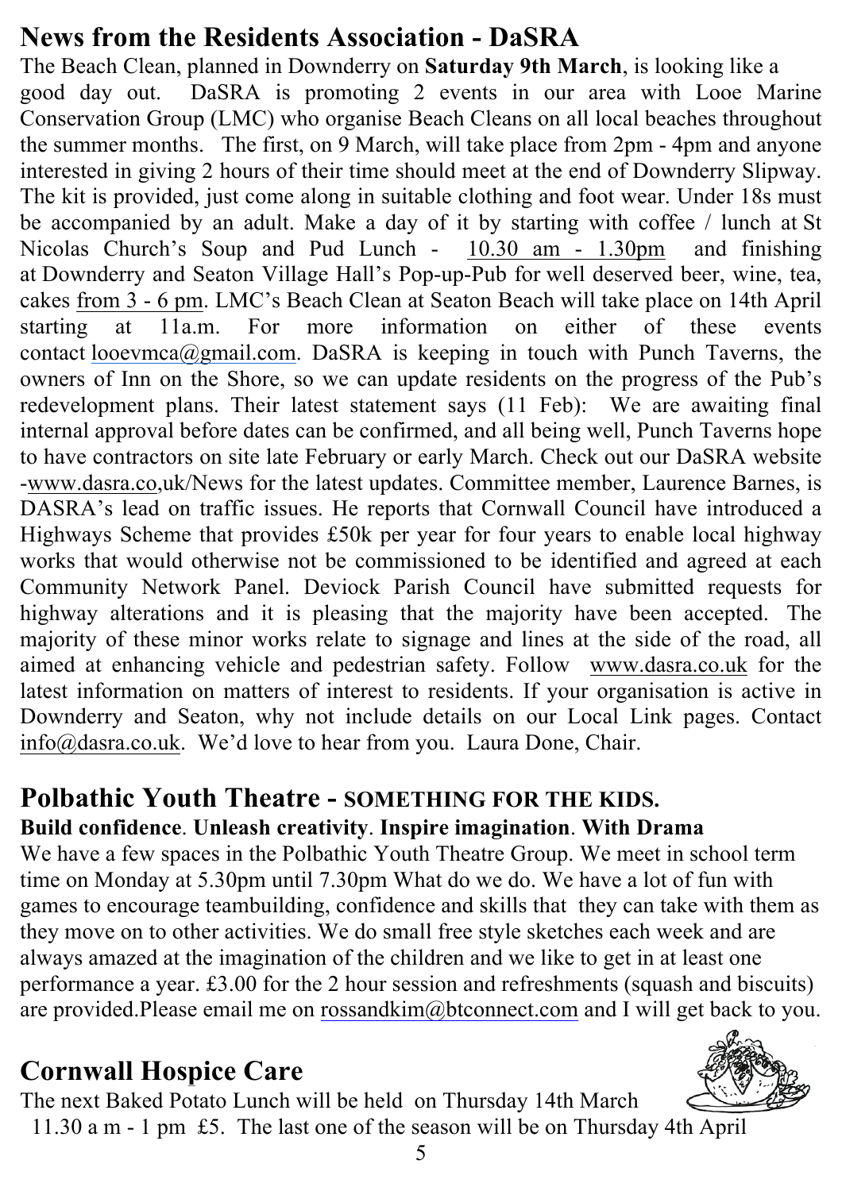## News from the Residents Association - DaSRA

The Beach Clean, planned in Downderry on **Saturday 9th March**, is looking like a good day out. DaSRA is promoting 2 events in our area with Looe Marine Conservation Group (LMC) who organise Beach Cleans on all local beaches throughout the summer months. The first, on 9 March, will take place from 2pm - 4pm and anyone interested in giving 2 hours of their time should meet at the end of Downderry Slipway. The kit is provided, just come along in suitable clothing and foot wear. Under 18s must be accompanied by an adult. Make a day of it by starting with coffee / lunch at St Nicolas Church's Soup and Pud Lunch - 10.30 am - 1.30pm and finishing at Downderry and Seaton Village Hall's Pop-up-Pub for well deserved beer, wine, tea, cakes from 3 - 6 pm. LMC's Beach Clean at Seaton Beach will take place on 14th April starting at 11a.m. For more information on either of these events contact looevmca@gmail.com. DaSRA is keeping in touch with Punch Taverns, the owners of Inn on the Shore, so we can update residents on the progress of the Pub's redevelopment plans. Their latest statement says (11 Feb): We are awaiting final internal approval before dates can be confirmed, and all being well, Punch Taverns hope to have contractors on site late February or early March. Check out our DaSRA website -www.dasra.co,uk/News for the latest updates. Committee member, Laurence Barnes, is DASRA's lead on traffic issues. He reports that Cornwall Council have introduced a Highways Scheme that provides £50k per year for four years to enable local highway works that would otherwise not be commissioned to be identified and agreed at each Community Network Panel. Deviock Parish Council have submitted requests for highway alterations and it is pleasing that the majority have been accepted. The majority of these minor works relate to signage and lines at the side of the road, all aimed at enhancing vehicle and pedestrian safety. Follow www.dasra.co.uk for the latest information on matters of interest to residents. If your organisation is active in Downderry and Seaton, why not include details on our Local Link pages. Contact info@dasra.co.uk. We'd love to hear from you. Laura Done, Chair.

## Polbathic Youth Theatre - SOMETHING FOR THE KIDS.

**Build confidence**. **Unleash creativity**. **Inspire imagination**. **With Drama**

We have a few spaces in the Polbathic Youth Theatre Group. We meet in school term time on Monday at 5.30pm until 7.30pm What do we do. We have a lot of fun with games to encourage teambuilding, confidence and skills that they can take with them as they move on to other activities. We do small free style sketches each week and are always amazed at the imagination of the children and we like to get in at least one performance a year. £3.00 for the 2 hour session and refreshments (squash and biscuits) are provided.Please email me on rossandkim@btconnect.com and I will get back to you.

## Cornwall Hospice Care

The next Baked Potato Lunch will be held on Thursday 14th March 11.30 a m - 1 pm £5. The last one of the season will be on Thursday 4th April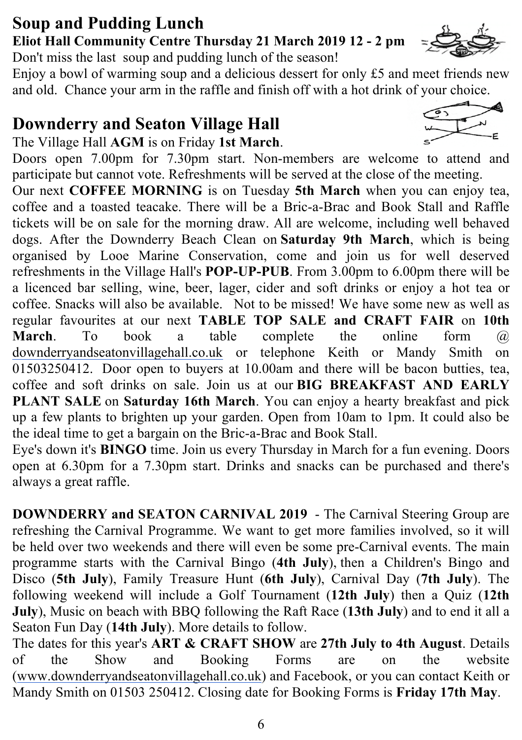## Soup and Pudding Lunch

**Eliot Hall Community Centre Thursday 21 March 2019 12 - 2 pm**

Don't miss the last soup and pudding lunch of the season!

Enjoy a bowl of warming soup and a delicious dessert for only £5 and meet friends new and old. Chance your arm in the raffle and finish off with a hot drink of your choice.

## Downderry and Seaton Village Hall

The Village Hall **AGM** is on Friday **1st March**.

Doors open 7.00pm for 7.30pm start. Non-members are welcome to attend and participate but cannot vote. Refreshments will be served at the close of the meeting.

Our next **COFFEE MORNING** is on Tuesday **5th March** when you can enjoy tea, coffee and a toasted teacake. There will be a Bric-a-Brac and Book Stall and Raffle tickets will be on sale for the morning draw. All are welcome, including well behaved dogs. After the Downderry Beach Clean on **Saturday 9th March**, which is being organised by Looe Marine Conservation, come and join us for well deserved refreshments in the Village Hall's **POP-UP-PUB**. From 3.00pm to 6.00pm there will be a licenced bar selling, wine, beer, lager, cider and soft drinks or enjoy a hot tea or coffee. Snacks will also be available. Not to be missed! We have some new as well as regular favourites at our next **TABLE TOP SALE and CRAFT FAIR** on **10th March**. To book a table complete the online form @ downderryandseatonvillagehall.co.uk or telephone Keith or Mandy Smith on 01503250412. Door open to buyers at 10.00am and there will be bacon butties, tea, coffee and soft drinks on sale. Join us at our **BIG BREAKFAST AND EARLY PLANT SALE** on **Saturday 16th March**. You can enjoy a hearty breakfast and pick up a few plants to brighten up your garden. Open from 10am to 1pm. It could also be the ideal time to get a bargain on the Bric-a-Brac and Book Stall.

Eye's down it's **BINGO** time. Join us every Thursday in March for a fun evening. Doors open at 6.30pm for a 7.30pm start. Drinks and snacks can be purchased and there's always a great raffle.

**DOWNDERRY and SEATON CARNIVAL 2019** - The Carnival Steering Group are refreshing the Carnival Programme. We want to get more families involved, so it will be held over two weekends and there will even be some pre-Carnival events. The main programme starts with the Carnival Bingo (**4th July**), then a Children's Bingo and Disco (**5th July**), Family Treasure Hunt (**6th July**), Carnival Day (**7th July**). The following weekend will include a Golf Tournament (**12th July**) then a Quiz (**12th July**), Music on beach with BBQ following the Raft Race (**13th July**) and to end it all a Seaton Fun Day (**14th July**). More details to follow.

The dates for this year's **ART & CRAFT SHOW** are **27th July to 4th August**. Details of the Show and Booking Forms are on the website (www.downderryandseatonvillagehall.co.uk) and Facebook, or you can contact Keith or Mandy Smith on 01503 250412. Closing date for Booking Forms is **Friday 17th May**.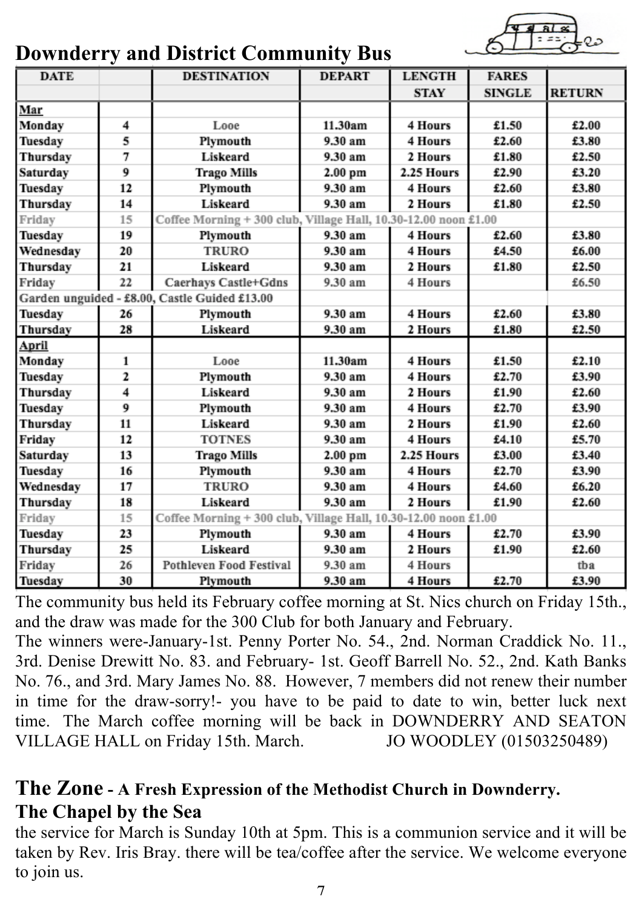## Downderry and District Community Bus

| DATE | | DESTINATION | DEPART | LENGTH | FARES | |
|---|---|---|---|---|---|---|
| | | | | STAY | SINGLE | RETURN |
| **Mar** | | | | | | |
| Monday | 4 | Looe | 11.30am | 4 Hours | £1.50 | £2.00 |
| Tuesday | 5 | Plymouth | 9.30 am | 4 Hours | £2.60 | £3.80 |
| Thursday | 7 | Liskeard | 9.30 am | 2 Hours | £1.80 | £2.50 |
| Saturday | 9 | Trago Mills | 2.00 pm | 2.25 Hours | £2.90 | £3.20 |
| Tuesday | 12 | Plymouth | 9.30 am | 4 Hours | £2.60 | £3.80 |
| Thursday | 14 | Liskeard | 9.30 am | 2 Hours | £1.80 | £2.50 |
| Friday | 15 | Coffee Morning + 300 club, Village Hall, 10.30-12.00 noon £1.00 | | | | |
| Tuesday | 19 | Plymouth | 9.30 am | 4 Hours | £2.60 | £3.80 |
| Wednesday | 20 | TRURO | 9.30 am | 4 Hours | £4.50 | £6.00 |
| Thursday | 21 | Liskeard | 9.30 am | 2 Hours | £1.80 | £2.50 |
| Friday | 22 | Caerhays Castle+Gdns | 9.30 am | 4 Hours | | £6.50 |
| Garden unguided - £8.00, Castle Guided £13.00 | | | | | | |
| Tuesday | 26 | Plymouth | 9.30 am | 4 Hours | £2.60 | £3.80 |
| Thursday | 28 | Liskeard | 9.30 am | 2 Hours | £1.80 | £2.50 |
| **April** | | | | | | |
| Monday | 1 | Looe | 11.30am | 4 Hours | £1.50 | £2.10 |
| Tuesday | 2 | Plymouth | 9.30 am | 4 Hours | £2.70 | £3.90 |
| Thursday | 4 | Liskeard | 9.30 am | 2 Hours | £1.90 | £2.60 |
| Tuesday | 9 | Plymouth | 9.30 am | 4 Hours | £2.70 | £3.90 |
| Thursday | 11 | Liskeard | 9.30 am | 2 Hours | £1.90 | £2.60 |
| Friday | 12 | TOTNES | 9.30 am | 4 Hours | £4.10 | £5.70 |
| Saturday | 13 | Trago Mills | 2.00 pm | 2.25 Hours | £3.00 | £3.40 |
| Tuesday | 16 | Plymouth | 9.30 am | 4 Hours | £2.70 | £3.90 |
| Wednesday | 17 | TRURO | 9.30 am | 4 Hours | £4.60 | £6.20 |
| Thursday | 18 | Liskeard | 9.30 am | 2 Hours | £1.90 | £2.60 |
| Friday | 15 | Coffee Morning + 300 club, Village Hall, 10.30-12.00 noon £1.00 | | | | |
| Tuesday | 23 | Plymouth | 9.30 am | 4 Hours | £2.70 | £3.90 |
| Thursday | 25 | Liskeard | 9.30 am | 2 Hours | £1.90 | £2.60 |
| Friday | 26 | Pothleven Food Festival | 9.30 am | 4 Hours | | tba |
| Tuesday | 30 | Plymouth | 9.30 am | 4 Hours | £2.70 | £3.90 |

The community bus held its February coffee morning at St. Nics church on Friday 15th., and the draw was made for the 300 Club for both January and February.
The winners were-January-1st. Penny Porter No. 54., 2nd. Norman Craddick No. 11., 3rd. Denise Drewitt No. 83. and February- 1st. Geoff Barrell No. 52., 2nd. Kath Banks No. 76., and 3rd. Mary James No. 88. However, 7 members did not renew their number in time for the draw-sorry!- you have to be paid to date to win, better luck next time. The March coffee morning will be back in DOWNDERRY AND SEATON VILLAGE HALL on Friday 15th. March. JO WOODLEY (01503250489)

## The Zone - A Fresh Expression of the Methodist Church in Downderry.

### The Chapel by the Sea

the service for March is Sunday 10th at 5pm. This is a communion service and it will be taken by Rev. Iris Bray. there will be tea/coffee after the service. We welcome everyone to join us.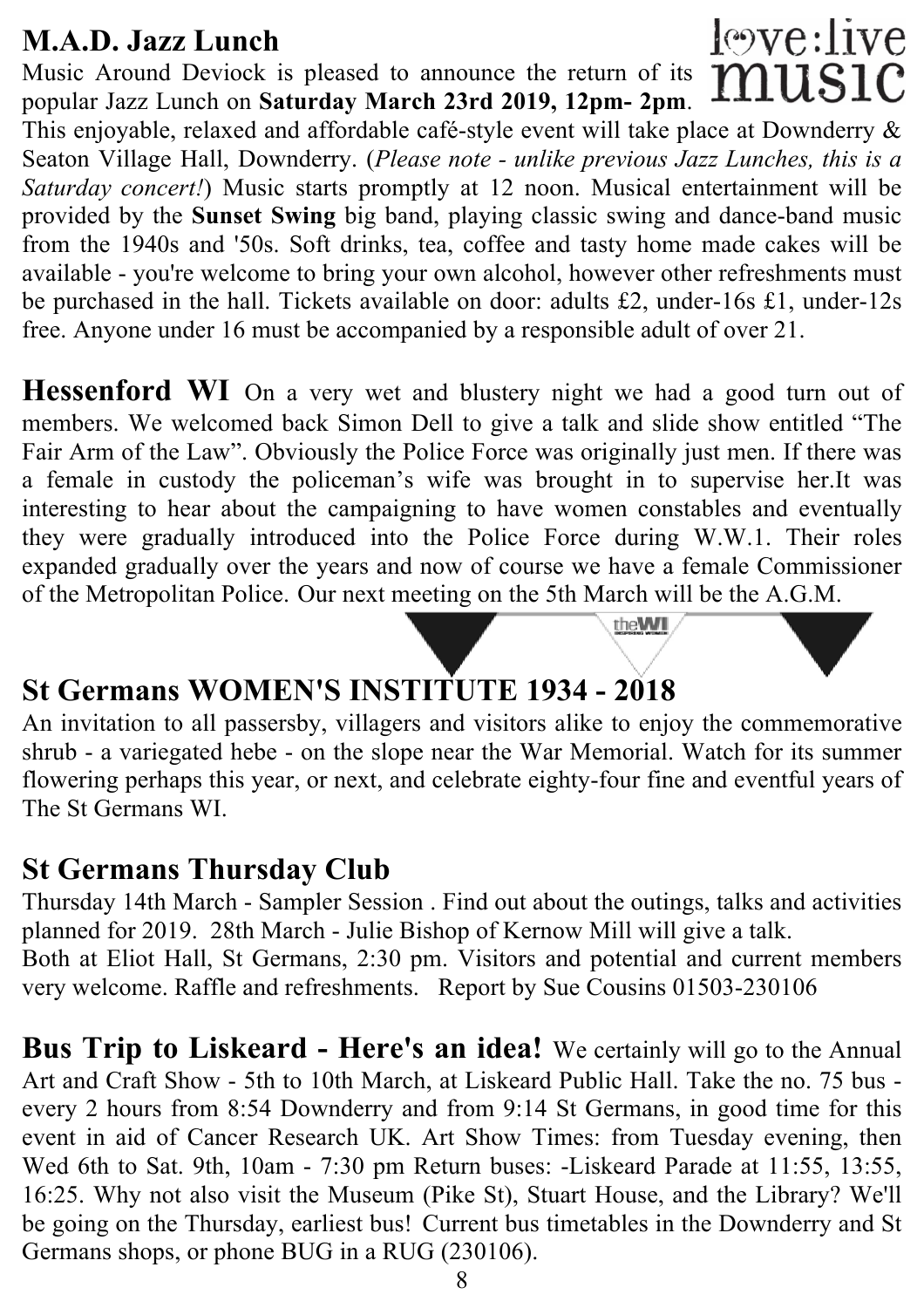## M.A.D. Jazz Lunch

Music Around Deviock is pleased to announce the return of its popular Jazz Lunch on **Saturday March 23rd 2019, 12pm- 2pm**. This enjoyable, relaxed and affordable café-style event will take place at Downderry & Seaton Village Hall, Downderry. (*Please note - unlike previous Jazz Lunches, this is a Saturday concert!*) Music starts promptly at 12 noon. Musical entertainment will be provided by the **Sunset Swing** big band, playing classic swing and dance-band music from the 1940s and '50s. Soft drinks, tea, coffee and tasty home made cakes will be available - you're welcome to bring your own alcohol, however other refreshments must be purchased in the hall. Tickets available on door: adults £2, under-16s £1, under-12s free. Anyone under 16 must be accompanied by a responsible adult of over 21.

**Hessenford WI** On a very wet and blustery night we had a good turn out of members. We welcomed back Simon Dell to give a talk and slide show entitled "The Fair Arm of the Law". Obviously the Police Force was originally just men. If there was a female in custody the policeman's wife was brought in to supervise her.It was interesting to hear about the campaigning to have women constables and eventually they were gradually introduced into the Police Force during W.W.1. Their roles expanded gradually over the years and now of course we have a female Commissioner of the Metropolitan Police. Our next meeting on the 5th March will be the A.G.M.

## St Germans WOMEN'S INSTITUTE 1934 - 2018

An invitation to all passersby, villagers and visitors alike to enjoy the commemorative shrub - a variegated hebe - on the slope near the War Memorial. Watch for its summer flowering perhaps this year, or next, and celebrate eighty-four fine and eventful years of The St Germans WI.

## St Germans Thursday Club

Thursday 14th March - Sampler Session . Find out about the outings, talks and activities planned for 2019. 28th March - Julie Bishop of Kernow Mill will give a talk.
Both at Eliot Hall, St Germans, 2:30 pm. Visitors and potential and current members very welcome. Raffle and refreshments. Report by Sue Cousins 01503-230106

**Bus Trip to Liskeard - Here's an idea!** We certainly will go to the Annual Art and Craft Show - 5th to 10th March, at Liskeard Public Hall. Take the no. 75 bus - every 2 hours from 8:54 Downderry and from 9:14 St Germans, in good time for this event in aid of Cancer Research UK. Art Show Times: from Tuesday evening, then Wed 6th to Sat. 9th, 10am - 7:30 pm Return buses: -Liskeard Parade at 11:55, 13:55, 16:25. Why not also visit the Museum (Pike St), Stuart House, and the Library? We'll be going on the Thursday, earliest bus! Current bus timetables in the Downderry and St Germans shops, or phone BUG in a RUG (230106).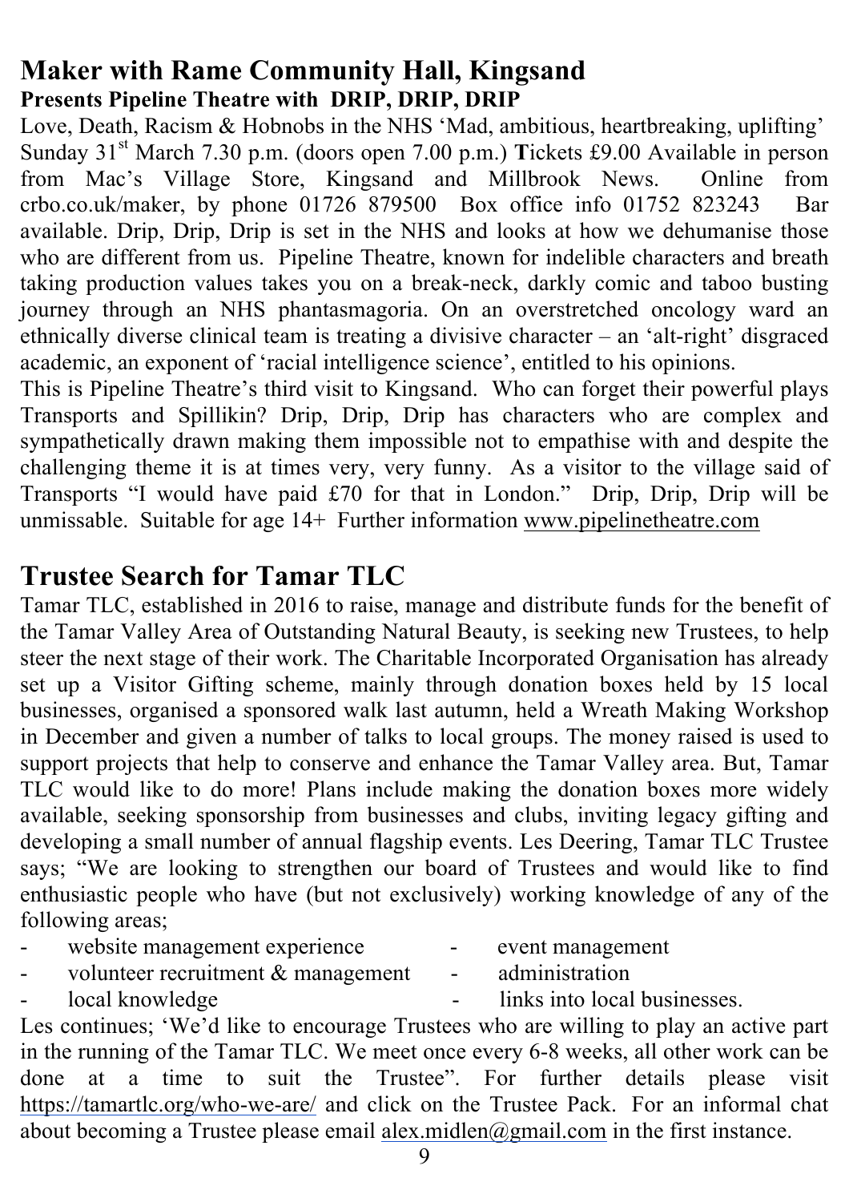## Maker with Rame Community Hall, Kingsand

**Presents Pipeline Theatre with DRIP, DRIP, DRIP**

Love, Death, Racism & Hobnobs in the NHS 'Mad, ambitious, heartbreaking, uplifting' Sunday 31st March 7.30 p.m. (doors open 7.00 p.m.) **T**ickets £9.00 Available in person from Mac's Village Store, Kingsand and Millbrook News. Online from crbo.co.uk/maker, by phone 01726 879500 Box office info 01752 823243 Bar available. Drip, Drip, Drip is set in the NHS and looks at how we dehumanise those who are different from us. Pipeline Theatre, known for indelible characters and breath taking production values takes you on a break-neck, darkly comic and taboo busting journey through an NHS phantasmagoria. On an overstretched oncology ward an ethnically diverse clinical team is treating a divisive character – an 'alt-right' disgraced academic, an exponent of 'racial intelligence science', entitled to his opinions.

This is Pipeline Theatre's third visit to Kingsand. Who can forget their powerful plays Transports and Spillikin? Drip, Drip, Drip has characters who are complex and sympathetically drawn making them impossible not to empathise with and despite the challenging theme it is at times very, very funny. As a visitor to the village said of Transports "I would have paid £70 for that in London." Drip, Drip, Drip will be unmissable. Suitable for age 14+ Further information www.pipelinetheatre.com

## Trustee Search for Tamar TLC

Tamar TLC, established in 2016 to raise, manage and distribute funds for the benefit of the Tamar Valley Area of Outstanding Natural Beauty, is seeking new Trustees, to help steer the next stage of their work. The Charitable Incorporated Organisation has already set up a Visitor Gifting scheme, mainly through donation boxes held by 15 local businesses, organised a sponsored walk last autumn, held a Wreath Making Workshop in December and given a number of talks to local groups. The money raised is used to support projects that help to conserve and enhance the Tamar Valley area. But, Tamar TLC would like to do more! Plans include making the donation boxes more widely available, seeking sponsorship from businesses and clubs, inviting legacy gifting and developing a small number of annual flagship events. Les Deering, Tamar TLC Trustee says; "We are looking to strengthen our board of Trustees and would like to find enthusiastic people who have (but not exclusively) working knowledge of any of the following areas;

- website management experience
- event management
- volunteer recruitment & management
- administration
- local knowledge
- links into local businesses.

Les continues; 'We'd like to encourage Trustees who are willing to play an active part in the running of the Tamar TLC. We meet once every 6-8 weeks, all other work can be done at a time to suit the Trustee". For further details please visit https://tamartlc.org/who-we-are/ and click on the Trustee Pack. For an informal chat about becoming a Trustee please email alex.midlen@gmail.com in the first instance.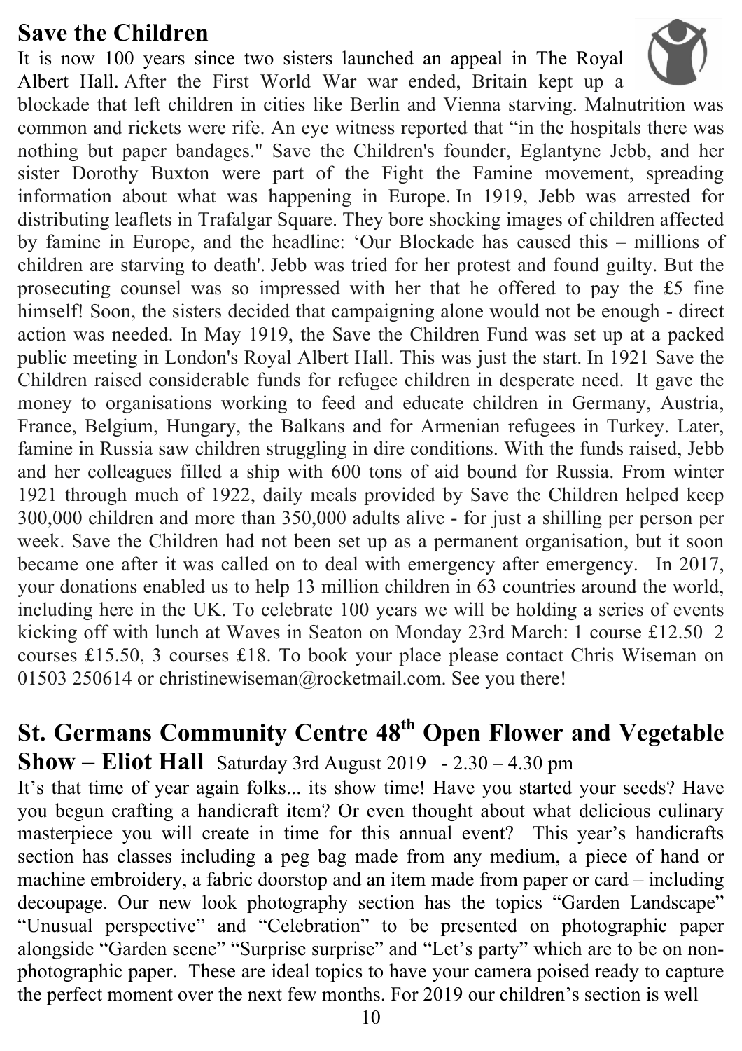## Save the Children

It is now 100 years since two sisters launched an appeal in The Royal Albert Hall. After the First World War war ended, Britain kept up a blockade that left children in cities like Berlin and Vienna starving. Malnutrition was common and rickets were rife. An eye witness reported that "in the hospitals there was nothing but paper bandages." Save the Children's founder, Eglantyne Jebb, and her sister Dorothy Buxton were part of the Fight the Famine movement, spreading information about what was happening in Europe. In 1919, Jebb was arrested for distributing leaflets in Trafalgar Square. They bore shocking images of children affected by famine in Europe, and the headline: 'Our Blockade has caused this – millions of children are starving to death'. Jebb was tried for her protest and found guilty. But the prosecuting counsel was so impressed with her that he offered to pay the £5 fine himself! Soon, the sisters decided that campaigning alone would not be enough - direct action was needed. In May 1919, the Save the Children Fund was set up at a packed public meeting in London's Royal Albert Hall. This was just the start. In 1921 Save the Children raised considerable funds for refugee children in desperate need. It gave the money to organisations working to feed and educate children in Germany, Austria, France, Belgium, Hungary, the Balkans and for Armenian refugees in Turkey. Later, famine in Russia saw children struggling in dire conditions. With the funds raised, Jebb and her colleagues filled a ship with 600 tons of aid bound for Russia. From winter 1921 through much of 1922, daily meals provided by Save the Children helped keep 300,000 children and more than 350,000 adults alive - for just a shilling per person per week. Save the Children had not been set up as a permanent organisation, but it soon became one after it was called on to deal with emergency after emergency. In 2017, your donations enabled us to help 13 million children in 63 countries around the world, including here in the UK. To celebrate 100 years we will be holding a series of events kicking off with lunch at Waves in Seaton on Monday 23rd March: 1 course £12.50 2 courses £15.50, 3 courses £18. To book your place please contact Chris Wiseman on 01503 250614 or christinewiseman@rocketmail.com. See you there!

## St. Germans Community Centre 48th Open Flower and Vegetable Show – Eliot Hall Saturday 3rd August 2019 - 2.30 – 4.30 pm

It's that time of year again folks... its show time! Have you started your seeds? Have you begun crafting a handicraft item? Or even thought about what delicious culinary masterpiece you will create in time for this annual event? This year's handicrafts section has classes including a peg bag made from any medium, a piece of hand or machine embroidery, a fabric doorstop and an item made from paper or card – including decoupage. Our new look photography section has the topics "Garden Landscape" "Unusual perspective" and "Celebration" to be presented on photographic paper alongside "Garden scene" "Surprise surprise" and "Let's party" which are to be on non-photographic paper. These are ideal topics to have your camera poised ready to capture the perfect moment over the next few months. For 2019 our children's section is well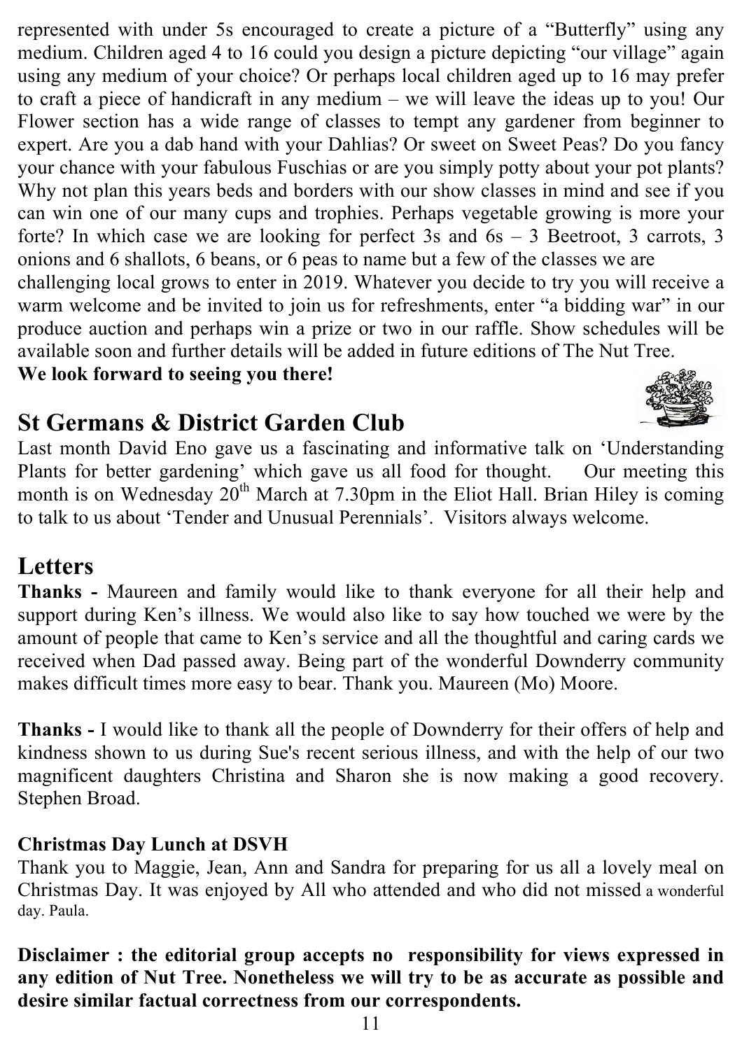represented with under 5s encouraged to create a picture of a "Butterfly" using any medium. Children aged 4 to 16 could you design a picture depicting "our village" again using any medium of your choice? Or perhaps local children aged up to 16 may prefer to craft a piece of handicraft in any medium – we will leave the ideas up to you! Our Flower section has a wide range of classes to tempt any gardener from beginner to expert. Are you a dab hand with your Dahlias? Or sweet on Sweet Peas? Do you fancy your chance with your fabulous Fuschias or are you simply potty about your pot plants? Why not plan this years beds and borders with our show classes in mind and see if you can win one of our many cups and trophies. Perhaps vegetable growing is more your forte? In which case we are looking for perfect 3s and 6s – 3 Beetroot, 3 carrots, 3 onions and 6 shallots, 6 beans, or 6 peas to name but a few of the classes we are challenging local grows to enter in 2019. Whatever you decide to try you will receive a warm welcome and be invited to join us for refreshments, enter "a bidding war" in our produce auction and perhaps win a prize or two in our raffle. Show schedules will be available soon and further details will be added in future editions of The Nut Tree.

**We look forward to seeing you there!**

## St Germans & District Garden Club

Last month David Eno gave us a fascinating and informative talk on 'Understanding Plants for better gardening' which gave us all food for thought. Our meeting this month is on Wednesday 20th March at 7.30pm in the Eliot Hall. Brian Hiley is coming to talk to us about 'Tender and Unusual Perennials'. Visitors always welcome.

## Letters

**Thanks -** Maureen and family would like to thank everyone for all their help and support during Ken's illness. We would also like to say how touched we were by the amount of people that came to Ken's service and all the thoughtful and caring cards we received when Dad passed away. Being part of the wonderful Downderry community makes difficult times more easy to bear. Thank you. Maureen (Mo) Moore.

**Thanks -** I would like to thank all the people of Downderry for their offers of help and kindness shown to us during Sue's recent serious illness, and with the help of our two magnificent daughters Christina and Sharon she is now making a good recovery. Stephen Broad.

### Christmas Day Lunch at DSVH

Thank you to Maggie, Jean, Ann and Sandra for preparing for us all a lovely meal on Christmas Day. It was enjoyed by All who attended and who did not missed a wonderful day. Paula.

**Disclaimer : the editorial group accepts no responsibility for views expressed in any edition of Nut Tree. Nonetheless we will try to be as accurate as possible and desire similar factual correctness from our correspondents.**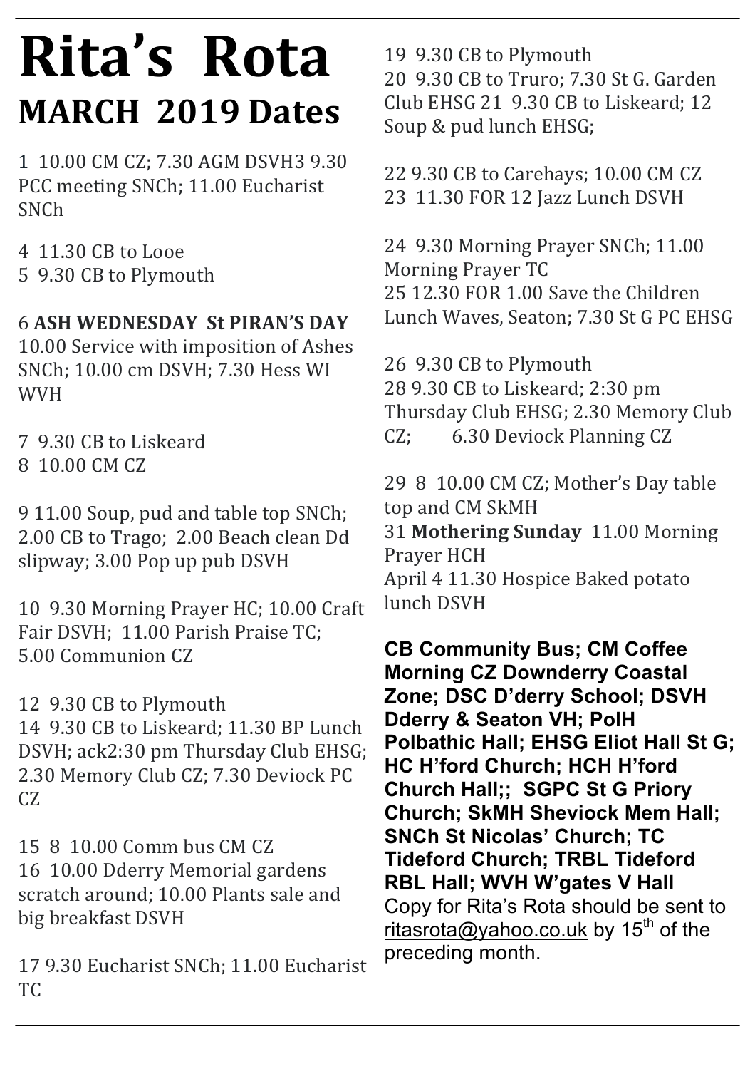# Rita's Rota

## MARCH 2019 Dates

1 10.00 CM CZ; 7.30 AGM DSVH3 9.30 PCC meeting SNCh; 11.00 Eucharist SNCh

4 11.30 CB to Looe
5 9.30 CB to Plymouth

6 **ASH WEDNESDAY St PIRAN'S DAY** 10.00 Service with imposition of Ashes SNCh; 10.00 cm DSVH; 7.30 Hess WI WVH

7 9.30 CB to Liskeard
8 10.00 CM CZ

9 11.00 Soup, pud and table top SNCh; 2.00 CB to Trago; 2.00 Beach clean Dd slipway; 3.00 Pop up pub DSVH

10 9.30 Morning Prayer HC; 10.00 Craft Fair DSVH; 11.00 Parish Praise TC; 5.00 Communion CZ

12 9.30 CB to Plymouth
14 9.30 CB to Liskeard; 11.30 BP Lunch DSVH; ack2:30 pm Thursday Club EHSG; 2.30 Memory Club CZ; 7.30 Deviock PC CZ

15 8 10.00 Comm bus CM CZ
16 10.00 Dderry Memorial gardens scratch around; 10.00 Plants sale and big breakfast DSVH

17 9.30 Eucharist SNCh; 11.00 Eucharist TC

19 9.30 CB to Plymouth
20 9.30 CB to Truro; 7.30 St G. Garden Club EHSG 21 9.30 CB to Liskeard; 12 Soup & pud lunch EHSG;

22 9.30 CB to Carehays; 10.00 CM CZ
23 11.30 FOR 12 Jazz Lunch DSVH

24 9.30 Morning Prayer SNCh; 11.00 Morning Prayer TC
25 12.30 FOR 1.00 Save the Children Lunch Waves, Seaton; 7.30 St G PC EHSG

26 9.30 CB to Plymouth
28 9.30 CB to Liskeard; 2:30 pm Thursday Club EHSG; 2.30 Memory Club CZ; 6.30 Deviock Planning CZ

29 8 10.00 CM CZ; Mother's Day table top and CM SkMH
31 **Mothering Sunday** 11.00 Morning Prayer HCH
April 4 11.30 Hospice Baked potato lunch DSVH

**CB Community Bus; CM Coffee Morning CZ Downderry Coastal Zone; DSC D'derry School; DSVH Dderry & Seaton VH; PolH Polbathic Hall; EHSG Eliot Hall St G; HC H'ford Church; HCH H'ford Church Hall;; SGPC St G Priory Church; SkMH Sheviock Mem Hall; SNCh St Nicolas' Church; TC Tideford Church; TRBL Tideford RBL Hall; WVH W'gates V Hall**

Copy for Rita's Rota should be sent to ritasrota@yahoo.co.uk by 15th of the preceding month.